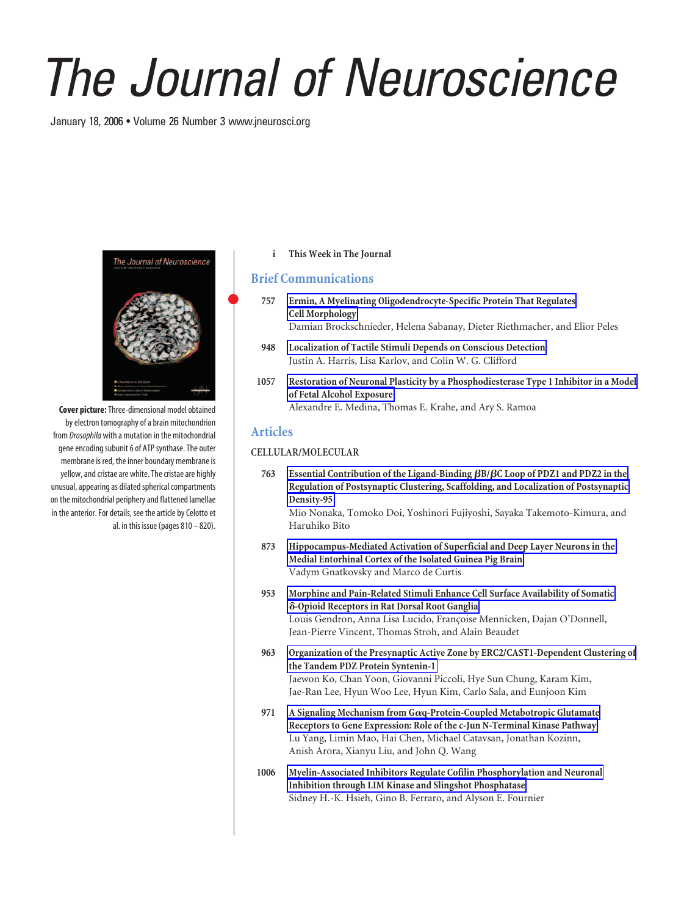# The Journal of Neuroscience

January 18, 2006 • Volume 26 Number 3 www.jneurosci.org

**Cover picture:** Three-dimensional model obtained by electron tomography of a brain mitochondrion from *Drosophila* with a mutation in the mitochondrial gene encoding subunit 6 of ATP synthase. The outer membrane is red, the inner boundary membrane is yellow, and cristae are white. The cristae are highly unusual, appearing as dilated spherical compartments on the mitochondrial periphery and flattened lamellae in the anterior. For details, see the article by Celotto et al. in this issue (pages 810 – 820).

i **This Week in The Journal**

## Brief Communications

757 **Ermin, A Myelinating Oligodendrocyte-Specific Protein That Regulates Cell Morphology**
Damian Brockschnieder, Helena Sabanay, Dieter Riethmacher, and Elior Peles

948 **Localization of Tactile Stimuli Depends on Conscious Detection**
Justin A. Harris, Lisa Karlov, and Colin W. G. Clifford

1057 **Restoration of Neuronal Plasticity by a Phosphodiesterase Type 1 Inhibitor in a Model of Fetal Alcohol Exposure**
Alexandre E. Medina, Thomas E. Krahe, and Ary S. Ramoa

## Articles

### CELLULAR/MOLECULAR

763 **Essential Contribution of the Ligand-Binding βB/βC Loop of PDZ1 and PDZ2 in the Regulation of Postsynaptic Clustering, Scaffolding, and Localization of Postsynaptic Density-95**
Mio Nonaka, Tomoko Doi, Yoshinori Fujiyoshi, Sayaka Takemoto-Kimura, and Haruhiko Bito

873 **Hippocampus-Mediated Activation of Superficial and Deep Layer Neurons in the Medial Entorhinal Cortex of the Isolated Guinea Pig Brain**
Vadym Gnatkovsky and Marco de Curtis

953 **Morphine and Pain-Related Stimuli Enhance Cell Surface Availability of Somatic δ-Opioid Receptors in Rat Dorsal Root Ganglia**
Louis Gendron, Anna Lisa Lucido, Françoise Mennicken, Dajan O'Donnell, Jean-Pierre Vincent, Thomas Stroh, and Alain Beaudet

963 **Organization of the Presynaptic Active Zone by ERC2/CAST1-Dependent Clustering of the Tandem PDZ Protein Syntenin-1**
Jaewon Ko, Chan Yoon, Giovanni Piccoli, Hye Sun Chung, Karam Kim, Jae-Ran Lee, Hyun Woo Lee, Hyun Kim, Carlo Sala, and Eunjoon Kim

971 **A Signaling Mechanism from Gαq-Protein-Coupled Metabotropic Glutamate Receptors to Gene Expression: Role of the c-Jun N-Terminal Kinase Pathway**
Lu Yang, Limin Mao, Hai Chen, Michael Catavsan, Jonathan Kozinn, Anish Arora, Xianyu Liu, and John Q. Wang

1006 **Myelin-Associated Inhibitors Regulate Cofilin Phosphorylation and Neuronal Inhibition through LIM Kinase and Slingshot Phosphatase**
Sidney H.-K. Hsieh, Gino B. Ferraro, and Alyson E. Fournier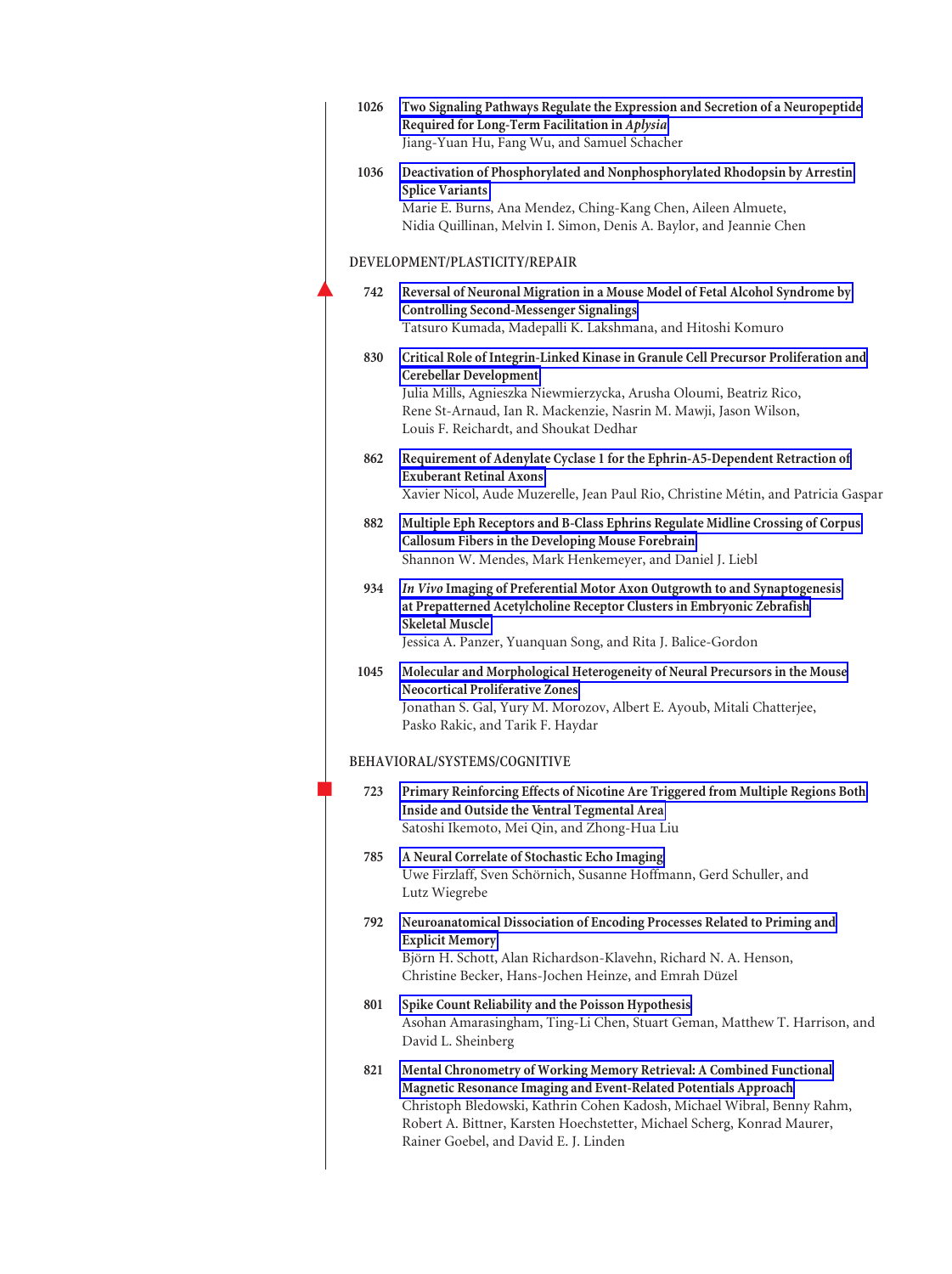1026 **Two Signaling Pathways Regulate the Expression and Secretion of a Neuropeptide Required for Long-Term Facilitation in *Aplysia***
Jiang-Yuan Hu, Fang Wu, and Samuel Schacher

1036 **Deactivation of Phosphorylated and Nonphosphorylated Rhodopsin by Arrestin Splice Variants**
Marie E. Burns, Ana Mendez, Ching-Kang Chen, Aileen Almuete, Nidia Quillinan, Melvin I. Simon, Denis A. Baylor, and Jeannie Chen

## DEVELOPMENT/PLASTICITY/REPAIR

742 **Reversal of Neuronal Migration in a Mouse Model of Fetal Alcohol Syndrome by Controlling Second-Messenger Signalings**
Tatsuro Kumada, Madepalli K. Lakshmana, and Hitoshi Komuro

830 **Critical Role of Integrin-Linked Kinase in Granule Cell Precursor Proliferation and Cerebellar Development**
Julia Mills, Agnieszka Niewmierzycka, Arusha Oloumi, Beatriz Rico, Rene St-Arnaud, Ian R. Mackenzie, Nasrin M. Mawji, Jason Wilson, Louis F. Reichardt, and Shoukat Dedhar

862 **Requirement of Adenylate Cyclase 1 for the Ephrin-A5-Dependent Retraction of Exuberant Retinal Axons**
Xavier Nicol, Aude Muzerelle, Jean Paul Rio, Christine Métin, and Patricia Gaspar

882 **Multiple Eph Receptors and B-Class Ephrins Regulate Midline Crossing of Corpus Callosum Fibers in the Developing Mouse Forebrain**
Shannon W. Mendes, Mark Henkemeyer, and Daniel J. Liebl

934 ***In Vivo* Imaging of Preferential Motor Axon Outgrowth to and Synaptogenesis at Prepatterned Acetylcholine Receptor Clusters in Embryonic Zebrafish Skeletal Muscle**
Jessica A. Panzer, Yuanquan Song, and Rita J. Balice-Gordon

1045 **Molecular and Morphological Heterogeneity of Neural Precursors in the Mouse Neocortical Proliferative Zones**
Jonathan S. Gal, Yury M. Morozov, Albert E. Ayoub, Mitali Chatterjee, Pasko Rakic, and Tarik F. Haydar

## BEHAVIORAL/SYSTEMS/COGNITIVE

723 **Primary Reinforcing Effects of Nicotine Are Triggered from Multiple Regions Both Inside and Outside the Ventral Tegmental Area**
Satoshi Ikemoto, Mei Qin, and Zhong-Hua Liu

785 **A Neural Correlate of Stochastic Echo Imaging**
Uwe Firzlaff, Sven Schörnich, Susanne Hoffmann, Gerd Schuller, and Lutz Wiegrebe

792 **Neuroanatomical Dissociation of Encoding Processes Related to Priming and Explicit Memory**
Björn H. Schott, Alan Richardson-Klavehn, Richard N. A. Henson, Christine Becker, Hans-Jochen Heinze, and Emrah Düzel

801 **Spike Count Reliability and the Poisson Hypothesis**
Asohan Amarasingham, Ting-Li Chen, Stuart Geman, Matthew T. Harrison, and David L. Sheinberg

821 **Mental Chronometry of Working Memory Retrieval: A Combined Functional Magnetic Resonance Imaging and Event-Related Potentials Approach**
Christoph Bledowski, Kathrin Cohen Kadosh, Michael Wibral, Benny Rahm, Robert A. Bittner, Karsten Hoechstetter, Michael Scherg, Konrad Maurer, Rainer Goebel, and David E. J. Linden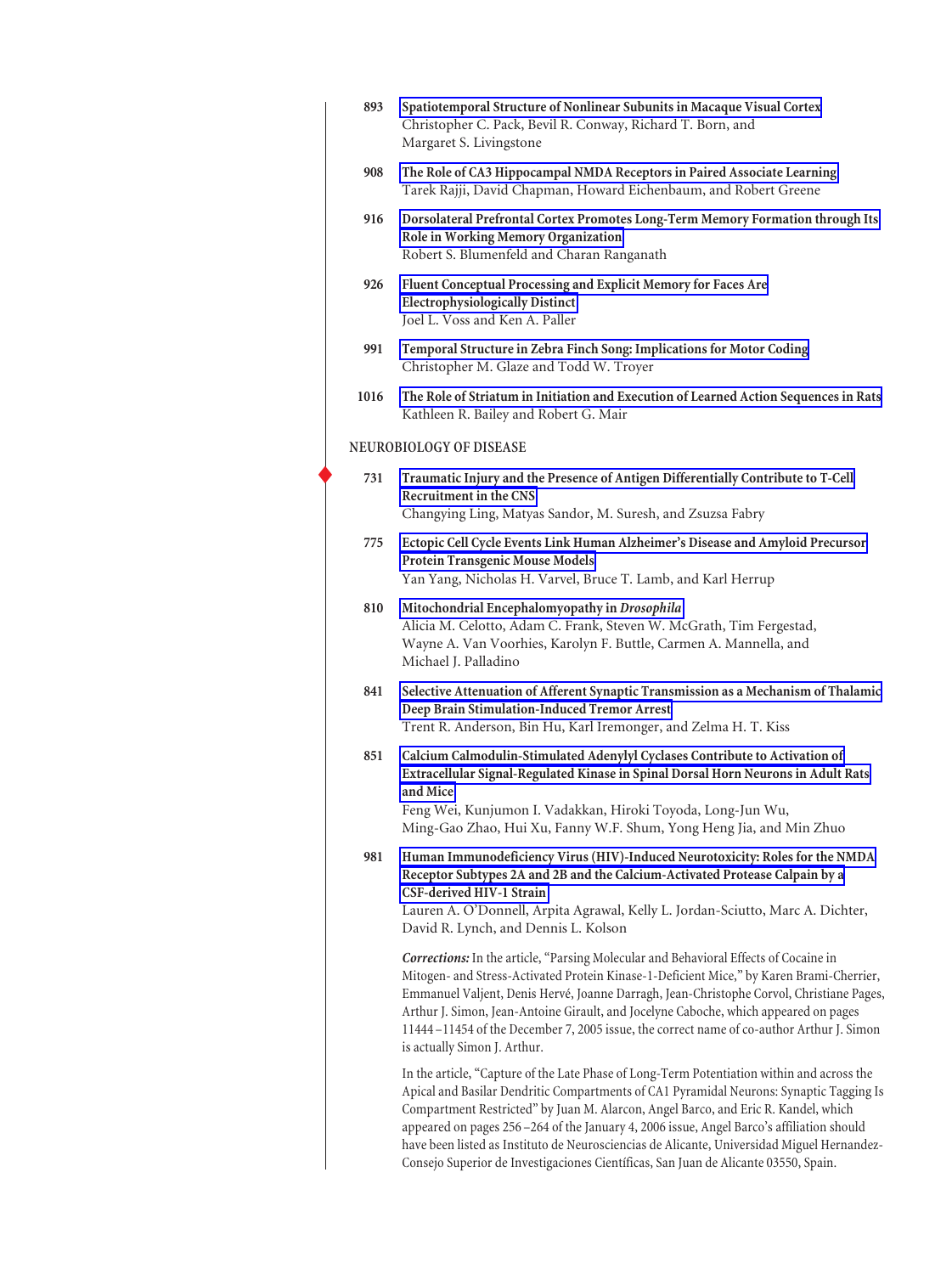893 **Spatiotemporal Structure of Nonlinear Subunits in Macaque Visual Cortex**
Christopher C. Pack, Bevil R. Conway, Richard T. Born, and Margaret S. Livingstone

908 **The Role of CA3 Hippocampal NMDA Receptors in Paired Associate Learning**
Tarek Rajji, David Chapman, Howard Eichenbaum, and Robert Greene

916 **Dorsolateral Prefrontal Cortex Promotes Long-Term Memory Formation through Its Role in Working Memory Organization**
Robert S. Blumenfeld and Charan Ranganath

926 **Fluent Conceptual Processing and Explicit Memory for Faces Are Electrophysiologically Distinct**
Joel L. Voss and Ken A. Paller

991 **Temporal Structure in Zebra Finch Song: Implications for Motor Coding**
Christopher M. Glaze and Todd W. Troyer

1016 **The Role of Striatum in Initiation and Execution of Learned Action Sequences in Rats**
Kathleen R. Bailey and Robert G. Mair

## NEUROBIOLOGY OF DISEASE

731 **Traumatic Injury and the Presence of Antigen Differentially Contribute to T-Cell Recruitment in the CNS**
Changying Ling, Matyas Sandor, M. Suresh, and Zsuzsa Fabry

775 **Ectopic Cell Cycle Events Link Human Alzheimer's Disease and Amyloid Precursor Protein Transgenic Mouse Models**
Yan Yang, Nicholas H. Varvel, Bruce T. Lamb, and Karl Herrup

810 **Mitochondrial Encephalomyopathy in *Drosophila***
Alicia M. Celotto, Adam C. Frank, Steven W. McGrath, Tim Fergestad, Wayne A. Van Voorhies, Karolyn F. Buttle, Carmen A. Mannella, and Michael J. Palladino

841 **Selective Attenuation of Afferent Synaptic Transmission as a Mechanism of Thalamic Deep Brain Stimulation-Induced Tremor Arrest**
Trent R. Anderson, Bin Hu, Karl Iremonger, and Zelma H. T. Kiss

851 **Calcium Calmodulin-Stimulated Adenylyl Cyclases Contribute to Activation of Extracellular Signal-Regulated Kinase in Spinal Dorsal Horn Neurons in Adult Rats and Mice**
Feng Wei, Kunjumon I. Vadakkan, Hiroki Toyoda, Long-Jun Wu, Ming-Gao Zhao, Hui Xu, Fanny W.F. Shum, Yong Heng Jia, and Min Zhuo

981 **Human Immunodeficiency Virus (HIV)-Induced Neurotoxicity: Roles for the NMDA Receptor Subtypes 2A and 2B and the Calcium-Activated Protease Calpain by a CSF-derived HIV-1 Strain**
Lauren A. O'Donnell, Arpita Agrawal, Kelly L. Jordan-Sciutto, Marc A. Dichter, David R. Lynch, and Dennis L. Kolson

***Corrections:*** In the article, "Parsing Molecular and Behavioral Effects of Cocaine in Mitogen- and Stress-Activated Protein Kinase-1-Deficient Mice," by Karen Brami-Cherrier, Emmanuel Valjent, Denis Hervé, Joanne Darragh, Jean-Christophe Corvol, Christiane Pages, Arthur J. Simon, Jean-Antoine Girault, and Jocelyne Caboche, which appeared on pages 11444–11454 of the December 7, 2005 issue, the correct name of co-author Arthur J. Simon is actually Simon J. Arthur.

In the article, "Capture of the Late Phase of Long-Term Potentiation within and across the Apical and Basilar Dendritic Compartments of CA1 Pyramidal Neurons: Synaptic Tagging Is Compartment Restricted" by Juan M. Alarcon, Angel Barco, and Eric R. Kandel, which appeared on pages 256–264 of the January 4, 2006 issue, Angel Barco's affiliation should have been listed as Instituto de Neurosciencias de Alicante, Universidad Miguel Hernandez-Consejo Superior de Investigaciones Científicas, San Juan de Alicante 03550, Spain.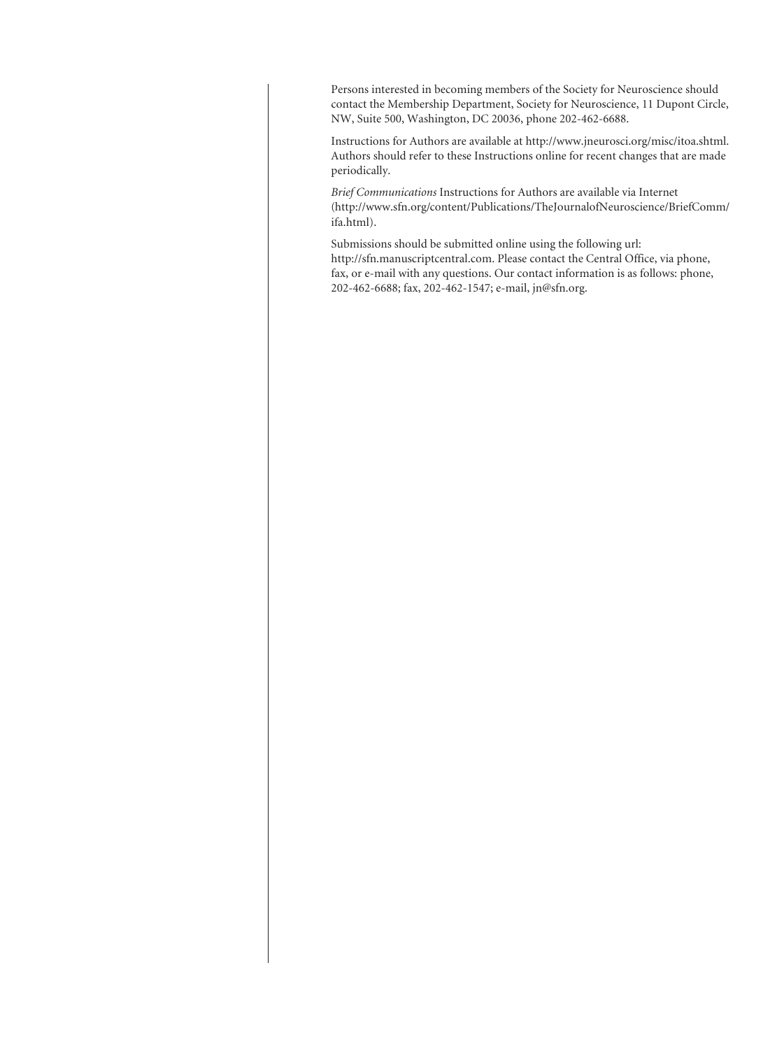Persons interested in becoming members of the Society for Neuroscience should contact the Membership Department, Society for Neuroscience, 11 Dupont Circle, NW, Suite 500, Washington, DC 20036, phone 202-462-6688.

Instructions for Authors are available at http://www.jneurosci.org/misc/itoa.shtml. Authors should refer to these Instructions online for recent changes that are made periodically.

*Brief Communications* Instructions for Authors are available via Internet (http://www.sfn.org/content/Publications/TheJournalofNeuroscience/BriefComm/ifa.html).

Submissions should be submitted online using the following url: http://sfn.manuscriptcentral.com. Please contact the Central Office, via phone, fax, or e-mail with any questions. Our contact information is as follows: phone, 202-462-6688; fax, 202-462-1547; e-mail, jn@sfn.org.